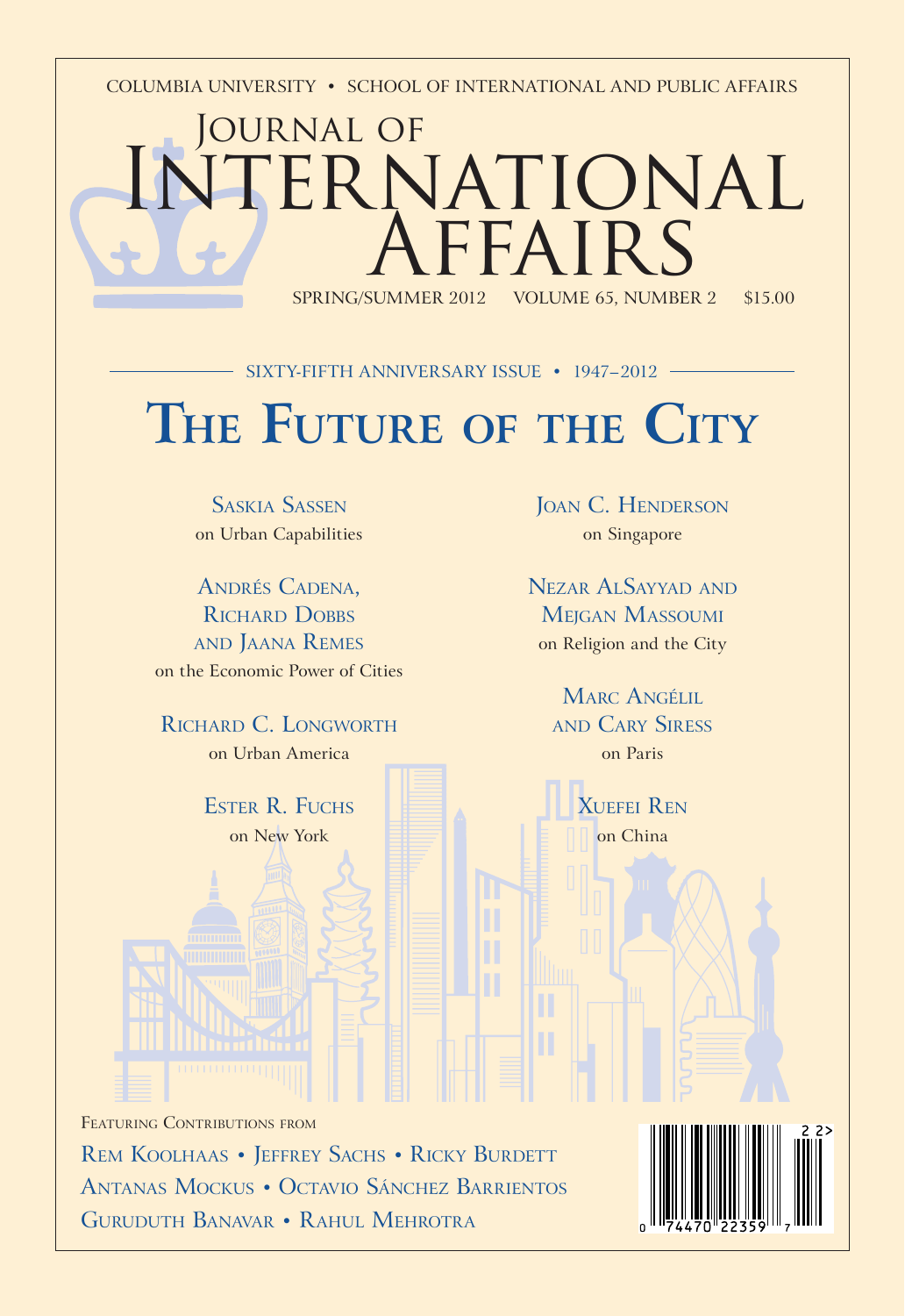COLUMBIA UNIVERSITY • SCHOOL OF INTERNATIONAL AND PUBLIC AFFAIRS

# Journal of International Affairs

SPRING/SUMMER 2012 VOLUME 65, NUMBER 2 $15.00

SIXTY-FIFTH ANNIVERSARY ISSUE • 1947–2012

# The Future of the City

Saskia Sassen
on Urban Capabilities

Andrés Cadena, Richard Dobbs and Jaana Remes
on the Economic Power of Cities

Richard C. Longworth
on Urban America

Ester R. Fuchs
on New York

Joan C. Henderson
on Singapore

Nezar AlSayyad and Mejgan Massoumi
on Religion and the City

Marc Angélil and Cary Siress
on Paris

Xuefei Ren
on China

Featuring Contributions from

Rem Koolhaas • Jeffrey Sachs • Ricky Burdett
Antanas Mockus • Octavio Sánchez Barrientos
Guruduth Banavar • Rahul Mehrotra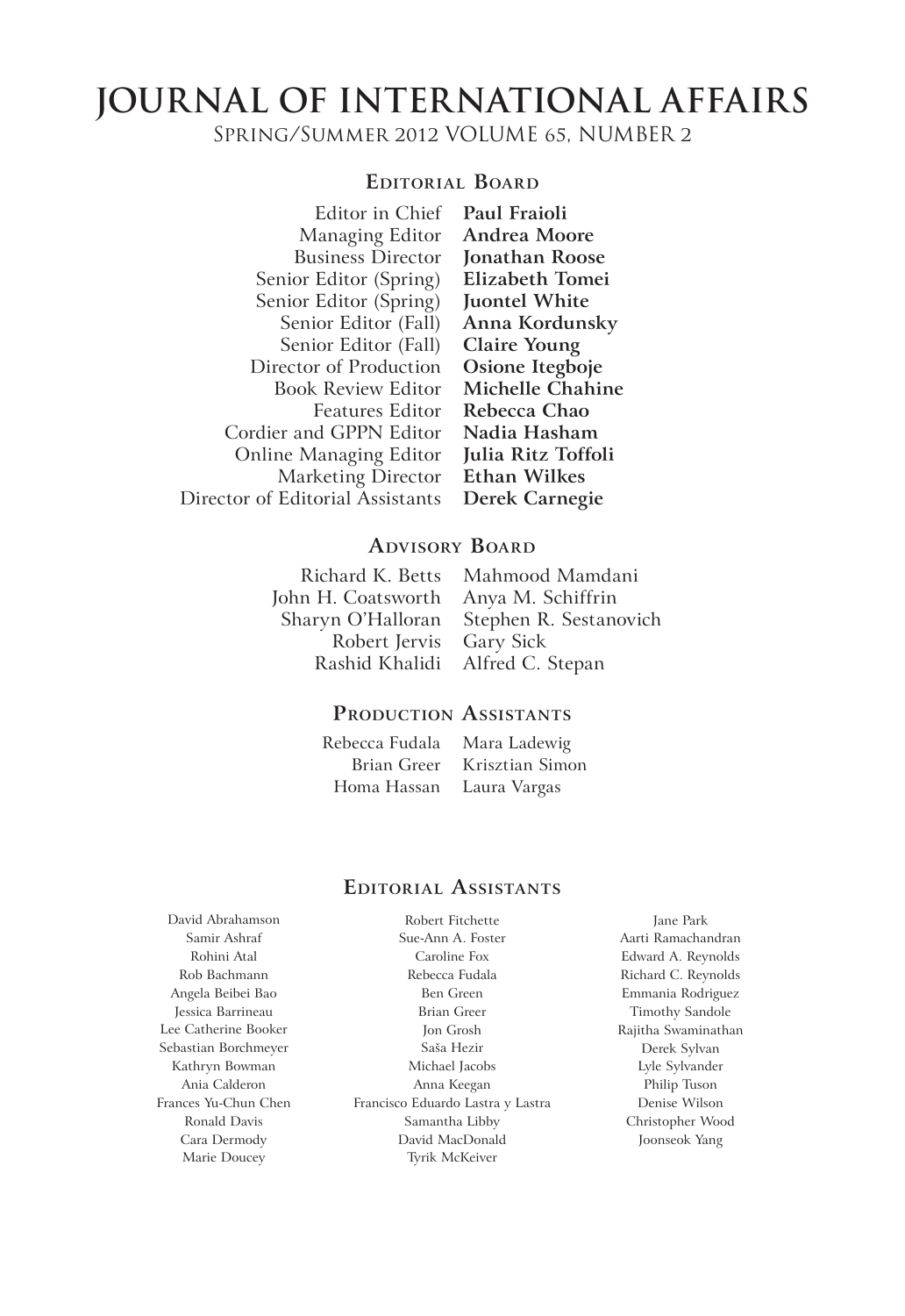# JOURNAL OF INTERNATIONAL AFFAIRS

Spring/Summer 2012 VOLUME 65, NUMBER 2

## Editorial Board

| | |
|---|---|
| Editor in Chief | **Paul Fraioli** |
| Managing Editor | **Andrea Moore** |
| Business Director | **Jonathan Roose** |
| Senior Editor (Spring) | **Elizabeth Tomei** |
| Senior Editor (Spring) | **Juontel White** |
| Senior Editor (Fall) | **Anna Kordunsky** |
| Senior Editor (Fall) | **Claire Young** |
| Director of Production | **Osione Itegboje** |
| Book Review Editor | **Michelle Chahine** |
| Features Editor | **Rebecca Chao** |
| Cordier and GPPN Editor | **Nadia Hasham** |
| Online Managing Editor | **Julia Ritz Toffoli** |
| Marketing Director | **Ethan Wilkes** |
| Director of Editorial Assistants | **Derek Carnegie** |

## Advisory Board

Richard K. Betts
John H. Coatsworth
Sharyn O'Halloran
Robert Jervis
Rashid Khalidi
Mahmood Mamdani
Anya M. Schiffrin
Stephen R. Sestanovich
Gary Sick
Alfred C. Stepan

## Production Assistants

Rebecca Fudala
Brian Greer
Homa Hassan
Mara Ladewig
Krisztian Simon
Laura Vargas

## Editorial Assistants

David Abrahamson
Samir Ashraf
Rohini Atal
Rob Bachmann
Angela Beibei Bao
Jessica Barrineau
Lee Catherine Booker
Sebastian Borchmeyer
Kathryn Bowman
Ania Calderon
Frances Yu-Chun Chen
Ronald Davis
Cara Dermody
Marie Doucey
Robert Fitchette
Sue-Ann A. Foster
Caroline Fox
Rebecca Fudala
Ben Green
Brian Greer
Jon Grosh
Saša Hezir
Michael Jacobs
Anna Keegan
Francisco Eduardo Lastra y Lastra
Samantha Libby
David MacDonald
Tyrik McKeiver
Jane Park
Aarti Ramachandran
Edward A. Reynolds
Richard C. Reynolds
Emmania Rodriguez
Timothy Sandole
Rajitha Swaminathan
Derek Sylvan
Lyle Sylvander
Philip Tuson
Denise Wilson
Christopher Wood
Joonseok Yang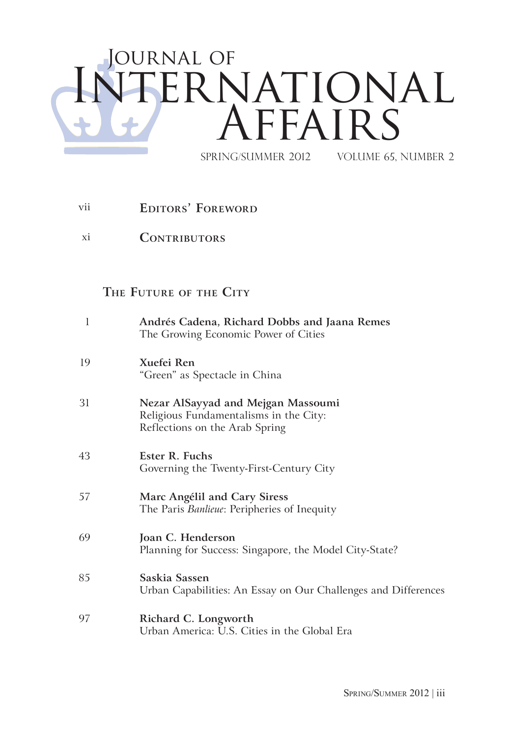# Journal of International Affairs

SPRING/SUMMER 2012 VOLUME 65, NUMBER 2

| | |
|---|---|
| vii | **Editors' Foreword** |
| xi | **Contributors** |

## The Future of the City

| | |
|---|---|
| 1 | **Andrés Cadena, Richard Dobbs and Jaana Remes**<br>The Growing Economic Power of Cities |
| 19 | **Xuefei Ren**<br>"Green" as Spectacle in China |
| 31 | **Nezar AlSayyad and Mejgan Massoumi**<br>Religious Fundamentalisms in the City: Reflections on the Arab Spring |
| 43 | **Ester R. Fuchs**<br>Governing the Twenty-First-Century City |
| 57 | **Marc Angélil and Cary Siress**<br>The Paris *Banlieue*: Peripheries of Inequity |
| 69 | **Joan C. Henderson**<br>Planning for Success: Singapore, the Model City-State? |
| 85 | **Saskia Sassen**<br>Urban Capabilities: An Essay on Our Challenges and Differences |
| 97 | **Richard C. Longworth**<br>Urban America: U.S. Cities in the Global Era |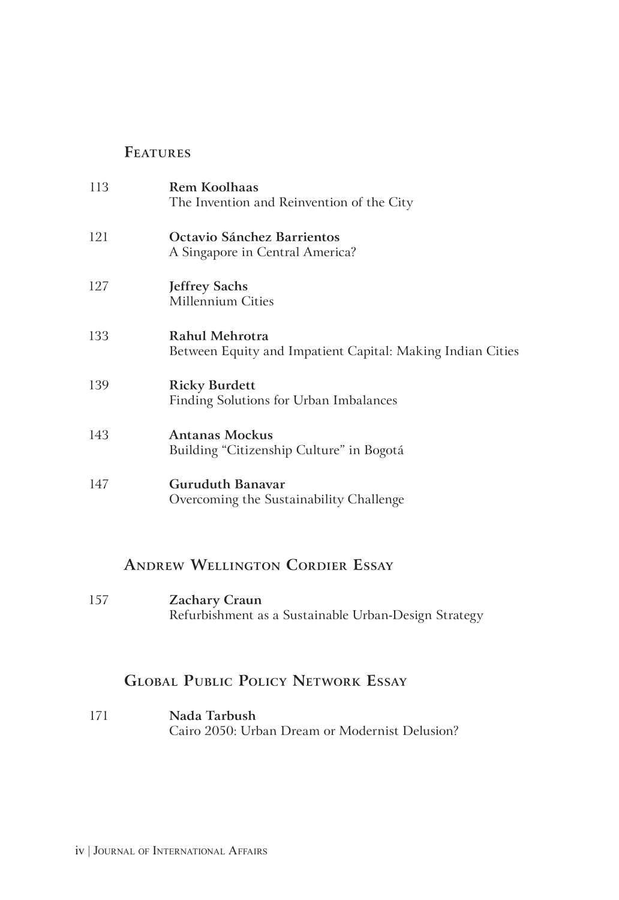## Features

113 **Rem Koolhaas**
The Invention and Reinvention of the City

121 **Octavio Sánchez Barrientos**
A Singapore in Central America?

127 **Jeffrey Sachs**
Millennium Cities

133 **Rahul Mehrotra**
Between Equity and Impatient Capital: Making Indian Cities

139 **Ricky Burdett**
Finding Solutions for Urban Imbalances

143 **Antanas Mockus**
Building "Citizenship Culture" in Bogotá

147 **Guruduth Banavar**
Overcoming the Sustainability Challenge

## Andrew Wellington Cordier Essay

157 **Zachary Craun**
Refurbishment as a Sustainable Urban-Design Strategy

## Global Public Policy Network Essay

171 **Nada Tarbush**
Cairo 2050: Urban Dream or Modernist Delusion?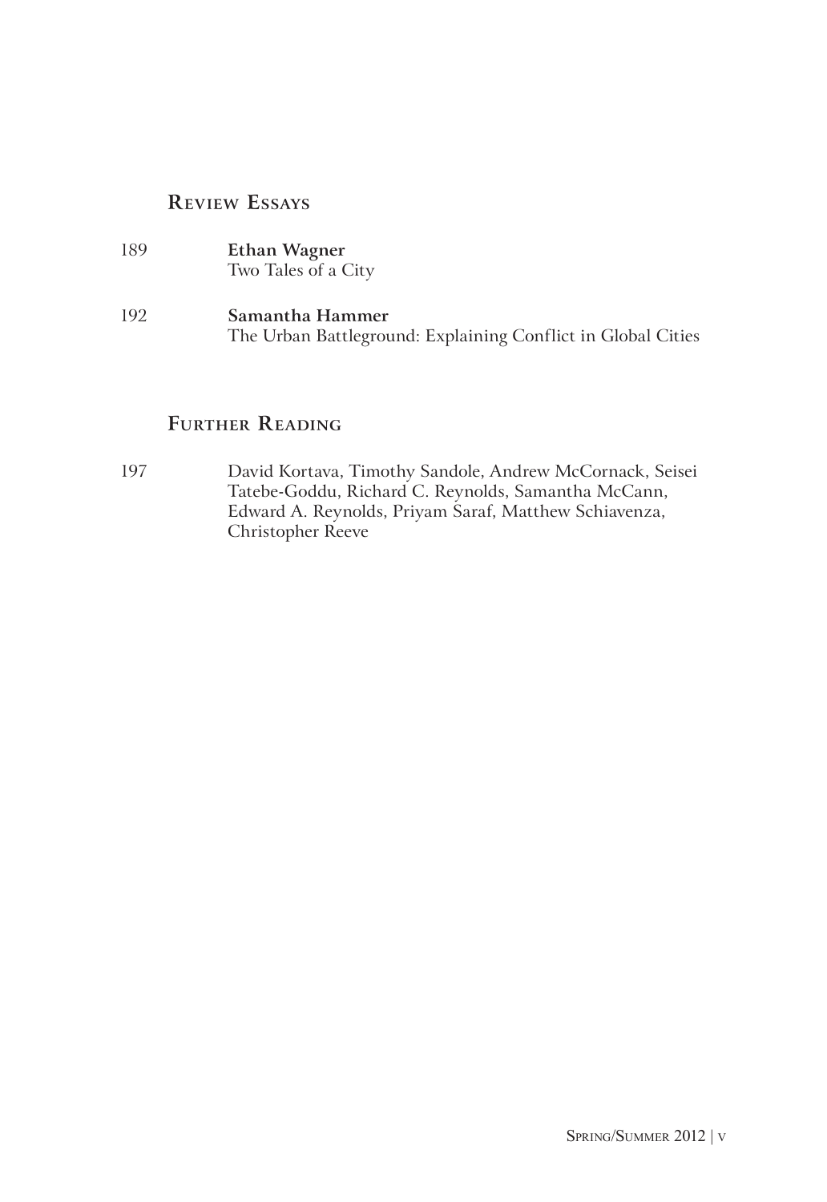## Review Essays

189 **Ethan Wagner**
Two Tales of a City

192 **Samantha Hammer**
The Urban Battleground: Explaining Conflict in Global Cities

## Further Reading

197 David Kortava, Timothy Sandole, Andrew McCornack, Seisei Tatebe-Goddu, Richard C. Reynolds, Samantha McCann, Edward A. Reynolds, Priyam Saraf, Matthew Schiavenza, Christopher Reeve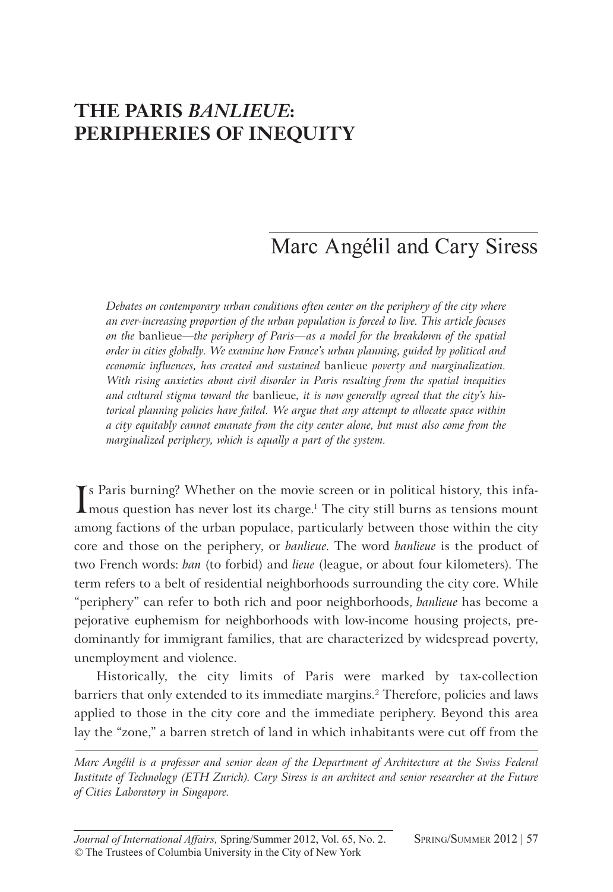# THE PARIS *BANLIEUE*: PERIPHERIES OF INEQUITY

## Marc Angélil and Cary Siress

*Debates on contemporary urban conditions often center on the periphery of the city where an ever-increasing proportion of the urban population is forced to live. This article focuses on the* banlieue*—the periphery of Paris—as a model for the breakdown of the spatial order in cities globally. We examine how France's urban planning, guided by political and economic influences, has created and sustained* banlieue *poverty and marginalization. With rising anxieties about civil disorder in Paris resulting from the spatial inequities and cultural stigma toward the* banlieue*, it is now generally agreed that the city's historical planning policies have failed. We argue that any attempt to allocate space within a city equitably cannot emanate from the city center alone, but must also come from the marginalized periphery, which is equally a part of the system.*

Is Paris burning? Whether on the movie screen or in political history, this infamous question has never lost its charge.[1] The city still burns as tensions mount among factions of the urban populace, particularly between those within the city core and those on the periphery, or *banlieue*. The word *banlieue* is the product of two French words: *ban* (to forbid) and *lieue* (league, or about four kilometers). The term refers to a belt of residential neighborhoods surrounding the city core. While "periphery" can refer to both rich and poor neighborhoods, *banlieue* has become a pejorative euphemism for neighborhoods with low-income housing projects, predominantly for immigrant families, that are characterized by widespread poverty, unemployment and violence.

Historically, the city limits of Paris were marked by tax-collection barriers that only extended to its immediate margins.[2] Therefore, policies and laws applied to those in the city core and the immediate periphery. Beyond this area lay the "zone," a barren stretch of land in which inhabitants were cut off from the

*Marc Angélil is a professor and senior dean of the Department of Architecture at the Swiss Federal Institute of Technology (ETH Zurich). Cary Siress is an architect and senior researcher at the Future of Cities Laboratory in Singapore.*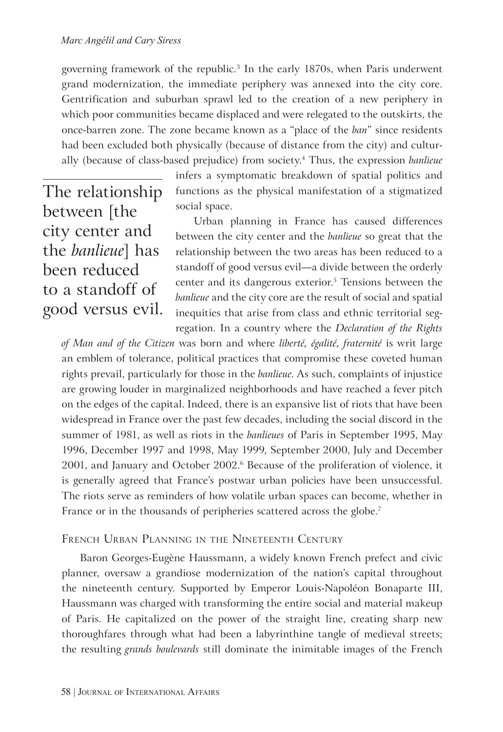governing framework of the republic.[3] In the early 1870s, when Paris underwent grand modernization, the immediate periphery was annexed into the city core. Gentrification and suburban sprawl led to the creation of a new periphery in which poor communities became displaced and were relegated to the outskirts, the once-barren zone. The zone became known as a "place of the *ban*" since residents had been excluded both physically (because of distance from the city) and culturally (because of class-based prejudice) from society.[4] Thus, the expression *banlieue* infers a symptomatic breakdown of spatial politics and functions as the physical manifestation of a stigmatized social space.

> The relationship between [the city center and the *banlieue*] has been reduced to a standoff of good versus evil.

Urban planning in France has caused differences between the city center and the *banlieue* so great that the relationship between the two areas has been reduced to a standoff of good versus evil—a divide between the orderly center and its dangerous exterior.[5] Tensions between the *banlieue* and the city core are the result of social and spatial inequities that arise from class and ethnic territorial segregation. In a country where the *Declaration of the Rights of Man and of the Citizen* was born and where *liberté, égalité, fraternité* is writ large an emblem of tolerance, political practices that compromise these coveted human rights prevail, particularly for those in the *banlieue*. As such, complaints of injustice are growing louder in marginalized neighborhoods and have reached a fever pitch on the edges of the capital. Indeed, there is an expansive list of riots that have been widespread in France over the past few decades, including the social discord in the summer of 1981, as well as riots in the *banlieues* of Paris in September 1995, May 1996, December 1997 and 1998, May 1999, September 2000, July and December 2001, and January and October 2002.[6] Because of the proliferation of violence, it is generally agreed that France's postwar urban policies have been unsuccessful. The riots serve as reminders of how volatile urban spaces can become, whether in France or in the thousands of peripheries scattered across the globe.[7]

## French Urban Planning in the Nineteenth Century

Baron Georges-Eugène Haussmann, a widely known French prefect and civic planner, oversaw a grandiose modernization of the nation's capital throughout the nineteenth century. Supported by Emperor Louis-Napoléon Bonaparte III, Haussmann was charged with transforming the entire social and material makeup of Paris. He capitalized on the power of the straight line, creating sharp new thoroughfares through what had been a labyrinthine tangle of medieval streets; the resulting *grands boulevards* still dominate the inimitable images of the French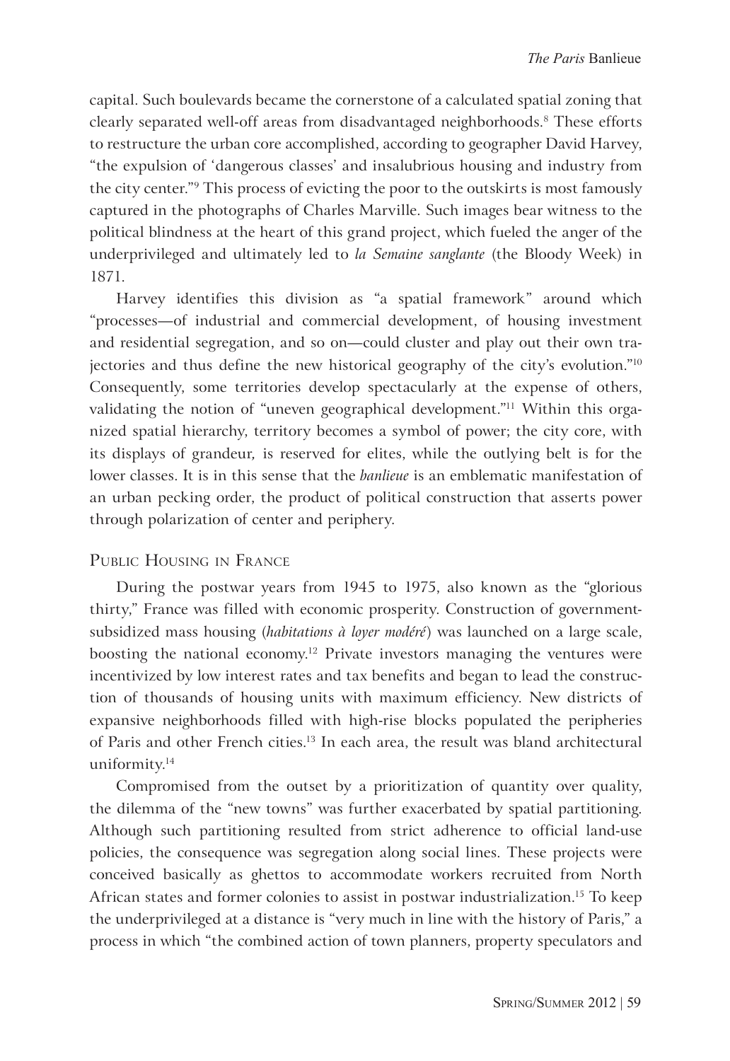capital. Such boulevards became the cornerstone of a calculated spatial zoning that clearly separated well-off areas from disadvantaged neighborhoods.[8] These efforts to restructure the urban core accomplished, according to geographer David Harvey, "the expulsion of 'dangerous classes' and insalubrious housing and industry from the city center."[9] This process of evicting the poor to the outskirts is most famously captured in the photographs of Charles Marville. Such images bear witness to the political blindness at the heart of this grand project, which fueled the anger of the underprivileged and ultimately led to *la Semaine sanglante* (the Bloody Week) in 1871.

Harvey identifies this division as "a spatial framework" around which "processes—of industrial and commercial development, of housing investment and residential segregation, and so on—could cluster and play out their own trajectories and thus define the new historical geography of the city's evolution."[10] Consequently, some territories develop spectacularly at the expense of others, validating the notion of "uneven geographical development."[11] Within this organized spatial hierarchy, territory becomes a symbol of power; the city core, with its displays of grandeur, is reserved for elites, while the outlying belt is for the lower classes. It is in this sense that the *banlieue* is an emblematic manifestation of an urban pecking order, the product of political construction that asserts power through polarization of center and periphery.

## Public Housing in France

During the postwar years from 1945 to 1975, also known as the "glorious thirty," France was filled with economic prosperity. Construction of government-subsidized mass housing (*habitations à loyer modéré*) was launched on a large scale, boosting the national economy.[12] Private investors managing the ventures were incentivized by low interest rates and tax benefits and began to lead the construction of thousands of housing units with maximum efficiency. New districts of expansive neighborhoods filled with high-rise blocks populated the peripheries of Paris and other French cities.[13] In each area, the result was bland architectural uniformity.[14]

Compromised from the outset by a prioritization of quantity over quality, the dilemma of the "new towns" was further exacerbated by spatial partitioning. Although such partitioning resulted from strict adherence to official land-use policies, the consequence was segregation along social lines. These projects were conceived basically as ghettos to accommodate workers recruited from North African states and former colonies to assist in postwar industrialization.[15] To keep the underprivileged at a distance is "very much in line with the history of Paris," a process in which "the combined action of town planners, property speculators and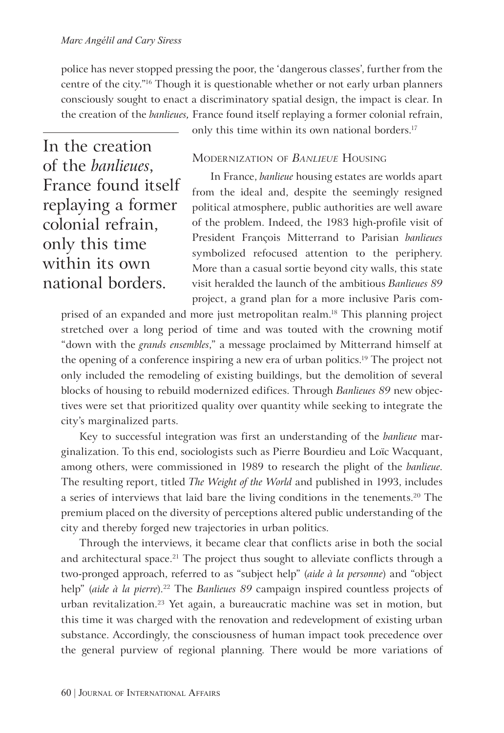police has never stopped pressing the poor, the 'dangerous classes', further from the centre of the city."[16] Though it is questionable whether or not early urban planners consciously sought to enact a discriminatory spatial design, the impact is clear. In the creation of the *banlieues,* France found itself replaying a former colonial refrain, only this time within its own national borders.[17]

> In the creation of the *banlieues*, France found itself replaying a former colonial refrain, only this time within its own national borders.

### Modernization of *Banlieue* Housing

In France, *banlieue* housing estates are worlds apart from the ideal and, despite the seemingly resigned political atmosphere, public authorities are well aware of the problem. Indeed, the 1983 high-profile visit of President François Mitterrand to Parisian *banlieues* symbolized refocused attention to the periphery. More than a casual sortie beyond city walls, this state visit heralded the launch of the ambitious *Banlieues 89* project, a grand plan for a more inclusive Paris comprised of an expanded and more just metropolitan realm.[18] This planning project stretched over a long period of time and was touted with the crowning motif "down with the *grands ensembles*," a message proclaimed by Mitterrand himself at the opening of a conference inspiring a new era of urban politics.[19] The project not only included the remodeling of existing buildings, but the demolition of several blocks of housing to rebuild modernized edifices. Through *Banlieues 89* new objectives were set that prioritized quality over quantity while seeking to integrate the city's marginalized parts.

Key to successful integration was first an understanding of the *banlieue* marginalization. To this end, sociologists such as Pierre Bourdieu and Loïc Wacquant, among others, were commissioned in 1989 to research the plight of the *banlieue*. The resulting report, titled *The Weight of the World* and published in 1993, includes a series of interviews that laid bare the living conditions in the tenements.[20] The premium placed on the diversity of perceptions altered public understanding of the city and thereby forged new trajectories in urban politics.

Through the interviews, it became clear that conflicts arise in both the social and architectural space.[21] The project thus sought to alleviate conflicts through a two-pronged approach, referred to as "subject help" (*aide à la personne*) and "object help" (*aide à la pierre*).[22] The *Banlieues 89* campaign inspired countless projects of urban revitalization.[23] Yet again, a bureaucratic machine was set in motion, but this time it was charged with the renovation and redevelopment of existing urban substance. Accordingly, the consciousness of human impact took precedence over the general purview of regional planning. There would be more variations of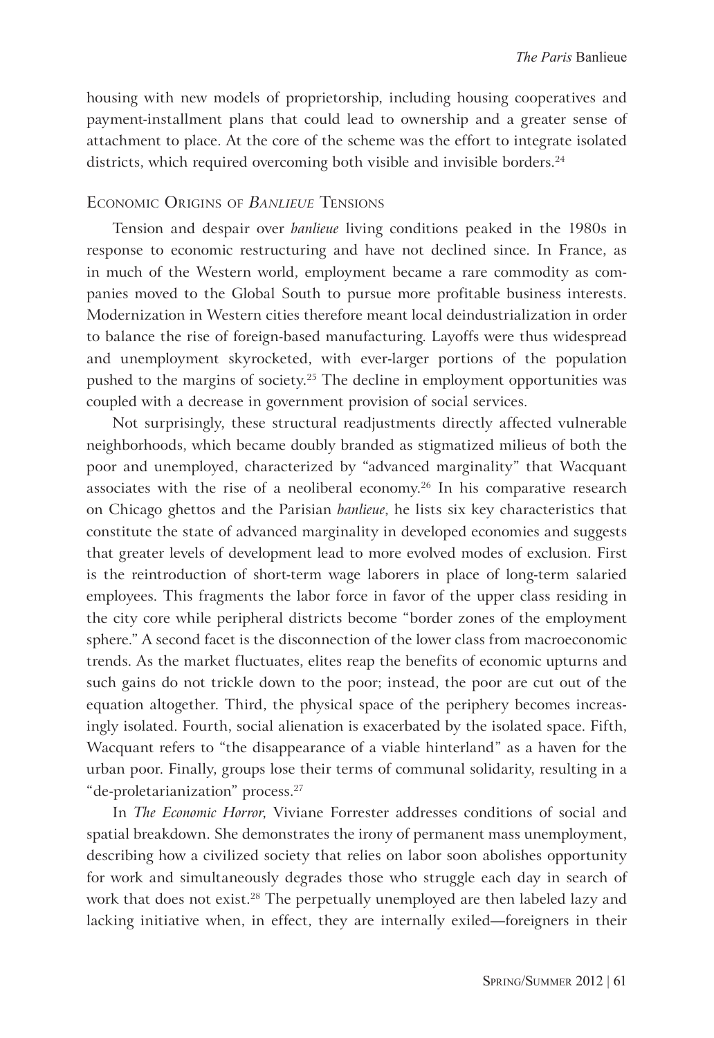housing with new models of proprietorship, including housing cooperatives and payment-installment plans that could lead to ownership and a greater sense of attachment to place. At the core of the scheme was the effort to integrate isolated districts, which required overcoming both visible and invisible borders.[24]

## Economic Origins of *Banlieue* Tensions

Tension and despair over *banlieue* living conditions peaked in the 1980s in response to economic restructuring and have not declined since. In France, as in much of the Western world, employment became a rare commodity as companies moved to the Global South to pursue more profitable business interests. Modernization in Western cities therefore meant local deindustrialization in order to balance the rise of foreign-based manufacturing. Layoffs were thus widespread and unemployment skyrocketed, with ever-larger portions of the population pushed to the margins of society.[25] The decline in employment opportunities was coupled with a decrease in government provision of social services.

Not surprisingly, these structural readjustments directly affected vulnerable neighborhoods, which became doubly branded as stigmatized milieus of both the poor and unemployed, characterized by "advanced marginality" that Wacquant associates with the rise of a neoliberal economy.[26] In his comparative research on Chicago ghettos and the Parisian *banlieue*, he lists six key characteristics that constitute the state of advanced marginality in developed economies and suggests that greater levels of development lead to more evolved modes of exclusion. First is the reintroduction of short-term wage laborers in place of long-term salaried employees. This fragments the labor force in favor of the upper class residing in the city core while peripheral districts become "border zones of the employment sphere." A second facet is the disconnection of the lower class from macroeconomic trends. As the market fluctuates, elites reap the benefits of economic upturns and such gains do not trickle down to the poor; instead, the poor are cut out of the equation altogether. Third, the physical space of the periphery becomes increasingly isolated. Fourth, social alienation is exacerbated by the isolated space. Fifth, Wacquant refers to "the disappearance of a viable hinterland" as a haven for the urban poor. Finally, groups lose their terms of communal solidarity, resulting in a "de-proletarianization" process.[27]

In *The Economic Horror*, Viviane Forrester addresses conditions of social and spatial breakdown. She demonstrates the irony of permanent mass unemployment, describing how a civilized society that relies on labor soon abolishes opportunity for work and simultaneously degrades those who struggle each day in search of work that does not exist.[28] The perpetually unemployed are then labeled lazy and lacking initiative when, in effect, they are internally exiled—foreigners in their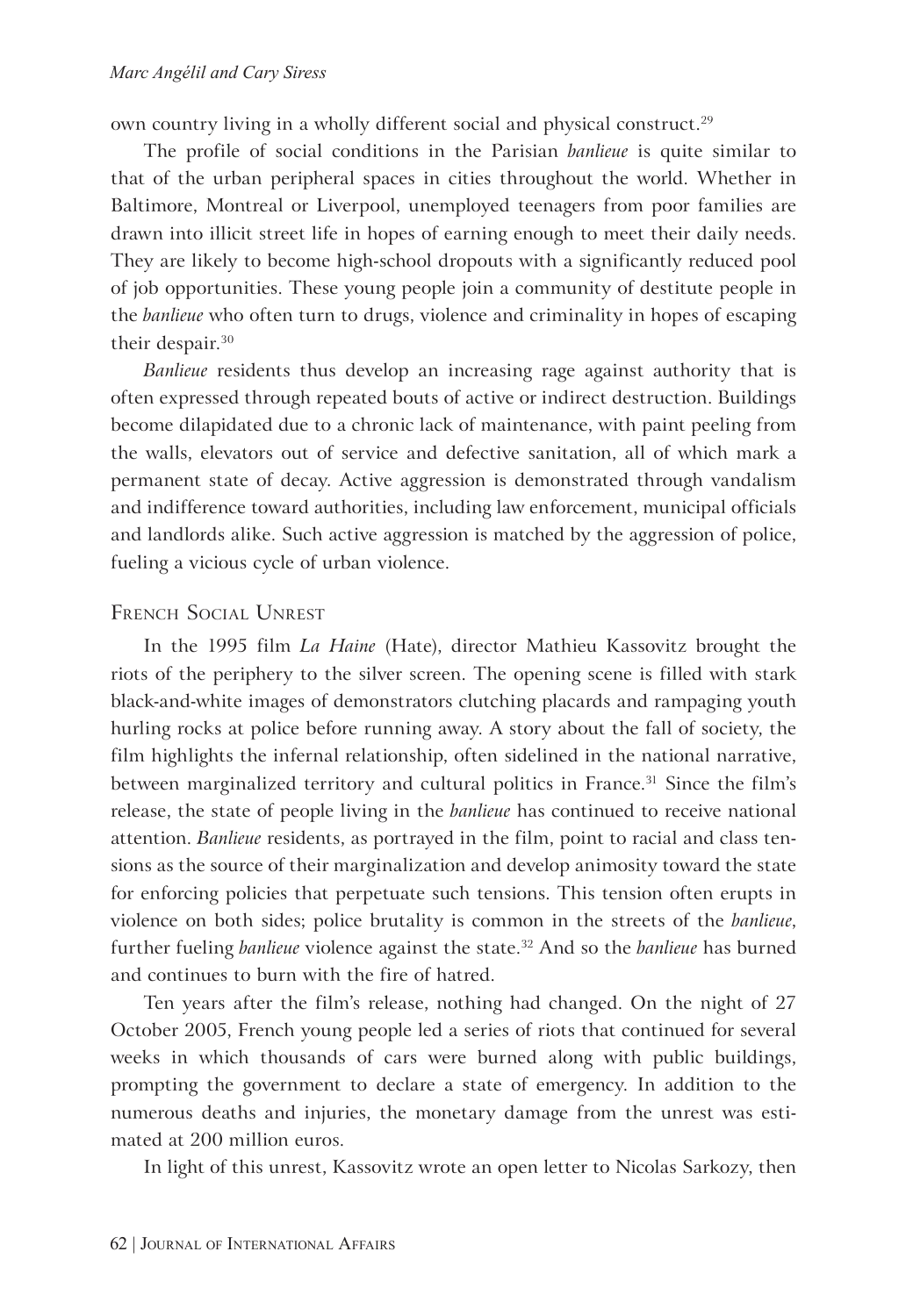own country living in a wholly different social and physical construct.[29]

The profile of social conditions in the Parisian *banlieue* is quite similar to that of the urban peripheral spaces in cities throughout the world. Whether in Baltimore, Montreal or Liverpool, unemployed teenagers from poor families are drawn into illicit street life in hopes of earning enough to meet their daily needs. They are likely to become high-school dropouts with a significantly reduced pool of job opportunities. These young people join a community of destitute people in the *banlieue* who often turn to drugs, violence and criminality in hopes of escaping their despair.[30]

*Banlieue* residents thus develop an increasing rage against authority that is often expressed through repeated bouts of active or indirect destruction. Buildings become dilapidated due to a chronic lack of maintenance, with paint peeling from the walls, elevators out of service and defective sanitation, all of which mark a permanent state of decay. Active aggression is demonstrated through vandalism and indifference toward authorities, including law enforcement, municipal officials and landlords alike. Such active aggression is matched by the aggression of police, fueling a vicious cycle of urban violence.

## French Social Unrest

In the 1995 film *La Haine* (Hate), director Mathieu Kassovitz brought the riots of the periphery to the silver screen. The opening scene is filled with stark black-and-white images of demonstrators clutching placards and rampaging youth hurling rocks at police before running away. A story about the fall of society, the film highlights the infernal relationship, often sidelined in the national narrative, between marginalized territory and cultural politics in France.[31] Since the film's release, the state of people living in the *banlieue* has continued to receive national attention. *Banlieue* residents, as portrayed in the film, point to racial and class tensions as the source of their marginalization and develop animosity toward the state for enforcing policies that perpetuate such tensions. This tension often erupts in violence on both sides; police brutality is common in the streets of the *banlieue*, further fueling *banlieue* violence against the state.[32] And so the *banlieue* has burned and continues to burn with the fire of hatred.

Ten years after the film's release, nothing had changed. On the night of 27 October 2005, French young people led a series of riots that continued for several weeks in which thousands of cars were burned along with public buildings, prompting the government to declare a state of emergency. In addition to the numerous deaths and injuries, the monetary damage from the unrest was estimated at 200 million euros.

In light of this unrest, Kassovitz wrote an open letter to Nicolas Sarkozy, then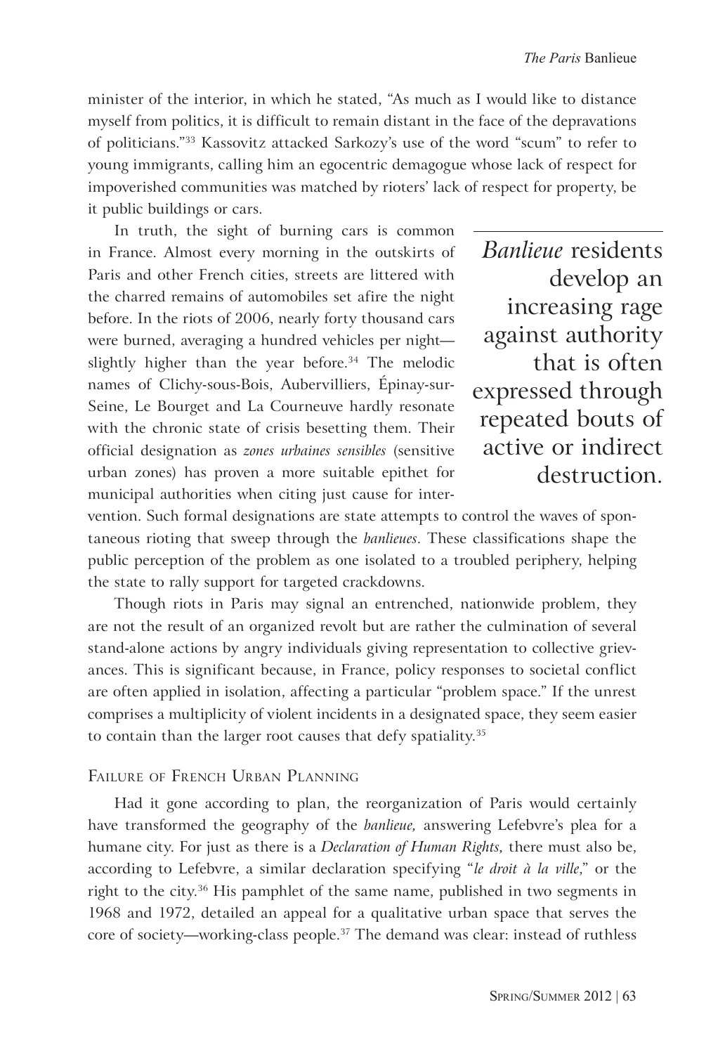minister of the interior, in which he stated, "As much as I would like to distance myself from politics, it is difficult to remain distant in the face of the depravations of politicians."[33] Kassovitz attacked Sarkozy's use of the word "scum" to refer to young immigrants, calling him an egocentric demagogue whose lack of respect for impoverished communities was matched by rioters' lack of respect for property, be it public buildings or cars.

In truth, the sight of burning cars is common in France. Almost every morning in the outskirts of Paris and other French cities, streets are littered with the charred remains of automobiles set afire the night before. In the riots of 2006, nearly forty thousand cars were burned, averaging a hundred vehicles per night—slightly higher than the year before.[34] The melodic names of Clichy-sous-Bois, Aubervilliers, Épinay-sur-Seine, Le Bourget and La Courneuve hardly resonate with the chronic state of crisis besetting them. Their official designation as *zones urbaines sensibles* (sensitive urban zones) has proven a more suitable epithet for municipal authorities when citing just cause for intervention. Such formal designations are state attempts to control the waves of spontaneous rioting that sweep through the *banlieues*. These classifications shape the public perception of the problem as one isolated to a troubled periphery, helping the state to rally support for targeted crackdowns.

> *Banlieue* residents develop an increasing rage against authority that is often expressed through repeated bouts of active or indirect destruction.

Though riots in Paris may signal an entrenched, nationwide problem, they are not the result of an organized revolt but are rather the culmination of several stand-alone actions by angry individuals giving representation to collective grievances. This is significant because, in France, policy responses to societal conflict are often applied in isolation, affecting a particular "problem space." If the unrest comprises a multiplicity of violent incidents in a designated space, they seem easier to contain than the larger root causes that defy spatiality.[35]

## Failure of French Urban Planning

Had it gone according to plan, the reorganization of Paris would certainly have transformed the geography of the *banlieue,* answering Lefebvre's plea for a humane city. For just as there is a *Declaration of Human Rights,* there must also be, according to Lefebvre, a similar declaration specifying "*le droit à la ville*," or the right to the city.[36] His pamphlet of the same name, published in two segments in 1968 and 1972, detailed an appeal for a qualitative urban space that serves the core of society—working-class people.[37] The demand was clear: instead of ruthless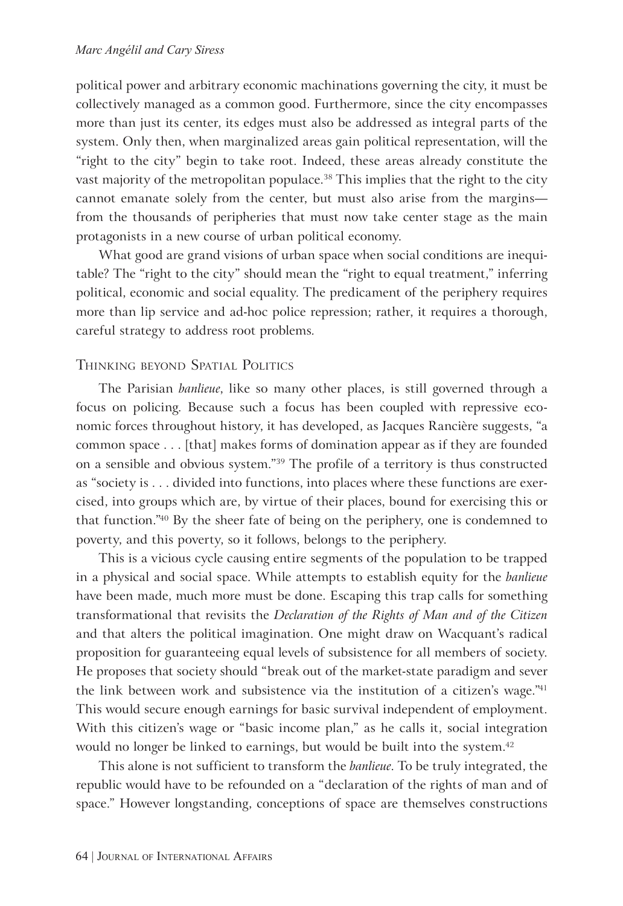political power and arbitrary economic machinations governing the city, it must be collectively managed as a common good. Furthermore, since the city encompasses more than just its center, its edges must also be addressed as integral parts of the system. Only then, when marginalized areas gain political representation, will the "right to the city" begin to take root. Indeed, these areas already constitute the vast majority of the metropolitan populace.[38] This implies that the right to the city cannot emanate solely from the center, but must also arise from the margins—from the thousands of peripheries that must now take center stage as the main protagonists in a new course of urban political economy.

What good are grand visions of urban space when social conditions are inequitable? The "right to the city" should mean the "right to equal treatment," inferring political, economic and social equality. The predicament of the periphery requires more than lip service and ad-hoc police repression; rather, it requires a thorough, careful strategy to address root problems.

## Thinking beyond Spatial Politics

The Parisian *banlieue*, like so many other places, is still governed through a focus on policing. Because such a focus has been coupled with repressive economic forces throughout history, it has developed, as Jacques Rancière suggests, "a common space . . . [that] makes forms of domination appear as if they are founded on a sensible and obvious system."[39] The profile of a territory is thus constructed as "society is . . . divided into functions, into places where these functions are exercised, into groups which are, by virtue of their places, bound for exercising this or that function."[40] By the sheer fate of being on the periphery, one is condemned to poverty, and this poverty, so it follows, belongs to the periphery.

This is a vicious cycle causing entire segments of the population to be trapped in a physical and social space. While attempts to establish equity for the *banlieue* have been made, much more must be done. Escaping this trap calls for something transformational that revisits the *Declaration of the Rights of Man and of the Citizen* and that alters the political imagination. One might draw on Wacquant's radical proposition for guaranteeing equal levels of subsistence for all members of society. He proposes that society should "break out of the market-state paradigm and sever the link between work and subsistence via the institution of a citizen's wage."[41] This would secure enough earnings for basic survival independent of employment. With this citizen's wage or "basic income plan," as he calls it, social integration would no longer be linked to earnings, but would be built into the system.[42]

This alone is not sufficient to transform the *banlieue*. To be truly integrated, the republic would have to be refounded on a "declaration of the rights of man and of space." However longstanding, conceptions of space are themselves constructions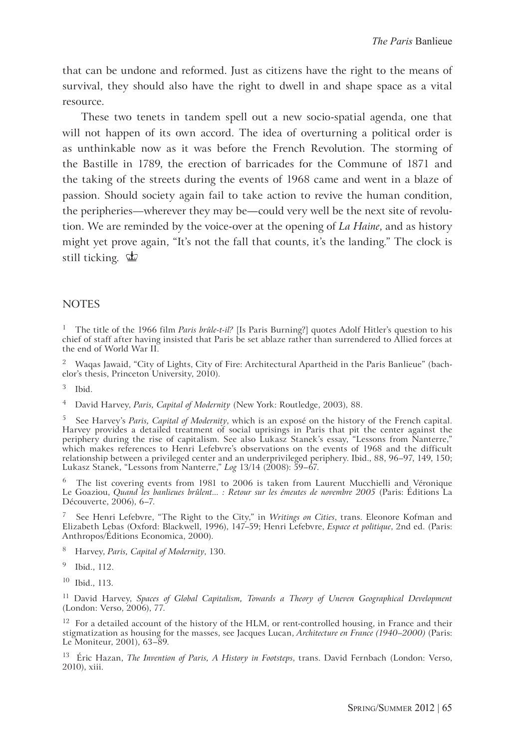that can be undone and reformed. Just as citizens have the right to the means of survival, they should also have the right to dwell in and shape space as a vital resource.

These two tenets in tandem spell out a new socio-spatial agenda, one that will not happen of its own accord. The idea of overturning a political order is as unthinkable now as it was before the French Revolution. The storming of the Bastille in 1789, the erection of barricades for the Commune of 1871 and the taking of the streets during the events of 1968 came and went in a blaze of passion. Should society again fail to take action to revive the human condition, the peripheries—wherever they may be—could very well be the next site of revolution. We are reminded by the voice-over at the opening of *La Haine*, and as history might yet prove again, "It's not the fall that counts, it's the landing." The clock is still ticking. ♔

## NOTES

1 The title of the 1966 film *Paris brûle-t-il?* [Is Paris Burning?] quotes Adolf Hitler's question to his chief of staff after having insisted that Paris be set ablaze rather than surrendered to Allied forces at the end of World War II.

2 Waqas Jawaid, "City of Lights, City of Fire: Architectural Apartheid in the Paris Banlieue" (bachelor's thesis, Princeton University, 2010).

3 Ibid.

4 David Harvey, *Paris, Capital of Modernity* (New York: Routledge, 2003), 88.

5 See Harvey's *Paris, Capital of Modernity*, which is an exposé on the history of the French capital. Harvey provides a detailed treatment of social uprisings in Paris that pit the center against the periphery during the rise of capitalism. See also Lukasz Stanek's essay, "Lessons from Nanterre," which makes references to Henri Lefebvre's observations on the events of 1968 and the difficult relationship between a privileged center and an underprivileged periphery. Ibid., 88, 96–97, 149, 150; Lukasz Stanek, "Lessons from Nanterre," *Log* 13/14 (2008): 59–67.

6 The list covering events from 1981 to 2006 is taken from Laurent Mucchielli and Véronique Le Goaziou, *Quand les banlieues brûlent... : Retour sur les émeutes de novembre 2005* (Paris: Éditions La Découverte, 2006), 6–7.

7 See Henri Lefebvre, "The Right to the City," in *Writings on Cities*, trans. Eleonore Kofman and Elizabeth Lebas (Oxford: Blackwell, 1996), 147–59; Henri Lefebvre, *Espace et politique*, 2nd ed. (Paris: Anthropos/Éditions Economica, 2000).

8 Harvey, *Paris, Capital of Modernity*, 130.

9 Ibid., 112.

10 Ibid., 113.

11 David Harvey, *Spaces of Global Capitalism, Towards a Theory of Uneven Geographical Development* (London: Verso, 2006), 77.

12 For a detailed account of the history of the HLM, or rent-controlled housing, in France and their stigmatization as housing for the masses, see Jacques Lucan, *Architecture en France (1940–2000)* (Paris: Le Moniteur, 2001), 63–89.

13 Éric Hazan, *The Invention of Paris, A History in Footsteps*, trans. David Fernbach (London: Verso, 2010), xiii.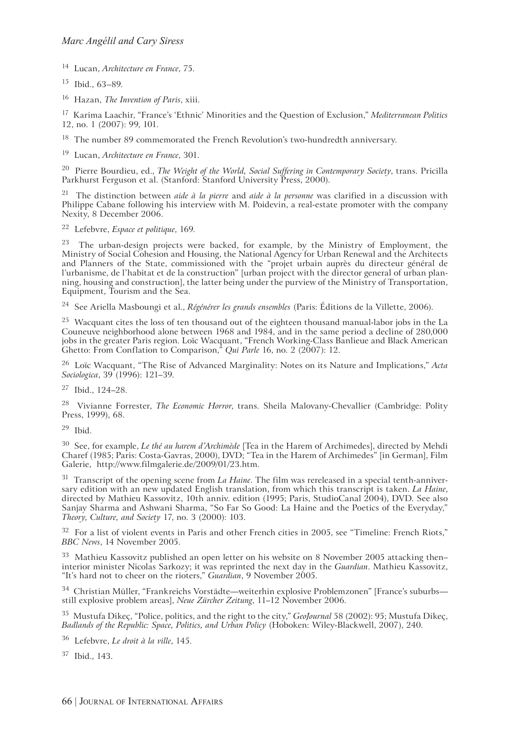14 Lucan, *Architecture en France*, 75.

15 Ibid., 63–89.

16 Hazan, *The Invention of Paris*, xiii.

17 Karima Laachir, "France's 'Ethnic' Minorities and the Question of Exclusion," *Mediterranean Politics* 12, no. 1 (2007): 99, 101.

18 The number 89 commemorated the French Revolution's two-hundredth anniversary.

19 Lucan, *Architecture en France*, 301.

20 Pierre Bourdieu, ed., *The Weight of the World, Social Suffering in Contemporary Society*, trans. Pricilla Parkhurst Ferguson et al. (Stanford: Stanford University Press, 2000).

21 The distinction between *aide à la pierre* and *aide à la personne* was clarified in a discussion with Philippe Cabane following his interview with M. Poidevin, a real-estate promoter with the company Nexity, 8 December 2006.

22 Lefebvre, *Espace et politique*, 169.

23 The urban-design projects were backed, for example, by the Ministry of Employment, the Ministry of Social Cohesion and Housing, the National Agency for Urban Renewal and the Architects and Planners of the State, commissioned with the "projet urbain auprès du directeur général de l'urbanisme, de l'habitat et de la construction" [urban project with the director general of urban planning, housing and construction], the latter being under the purview of the Ministry of Transportation, Equipment, Tourism and the Sea.

24 See Ariella Masboungi et al., *Régénérer les grands ensembles* (Paris: Éditions de la Villette, 2006).

25 Wacquant cites the loss of ten thousand out of the eighteen thousand manual-labor jobs in the La Couneuve neighborhood alone between 1968 and 1984, and in the same period a decline of 280,000 jobs in the greater Paris region. Loïc Wacquant, "French Working-Class Banlieue and Black American Ghetto: From Conflation to Comparison," *Qui Parle* 16, no. 2 (2007): 12.

26 Loïc Wacquant, "The Rise of Advanced Marginality: Notes on its Nature and Implications," *Acta Sociologica*, 39 (1996): 121–39.

27 Ibid., 124–28.

28 Vivianne Forrester, *The Economic Horror*, trans. Sheila Malovany-Chevallier (Cambridge: Polity Press, 1999), 68.

29 Ibid.

30 See, for example, *Le thé au harem d'Archimède* [Tea in the Harem of Archimedes], directed by Mehdi Charef (1985; Paris: Costa-Gavras, 2000), DVD; "Tea in the Harem of Archimedes" [in German], Film Galerie, http://www.filmgalerie.de/2009/01/23.htm.

31 Transcript of the opening scene from *La Haine*. The film was rereleased in a special tenth-anniversary edition with an new updated English translation, from which this transcript is taken. *La Haine*, directed by Mathieu Kassovitz, 10th anniv. edition (1995; Paris, StudioCanal 2004), DVD. See also Sanjay Sharma and Ashwani Sharma, "So Far So Good: La Haine and the Poetics of the Everyday," *Theory, Culture, and Society* 17, no. 3 (2000): 103.

32 For a list of violent events in Paris and other French cities in 2005, see "Timeline: French Riots," *BBC News*, 14 November 2005.

33 Mathieu Kassovitz published an open letter on his website on 8 November 2005 attacking then–interior minister Nicolas Sarkozy; it was reprinted the next day in the *Guardian*. Mathieu Kassovitz, "It's hard not to cheer on the rioters," *Guardian*, 9 November 2005.

34 Christian Müller, "Frankreichs Vorstädte—weiterhin explosive Problemzonen" [France's suburbs—still explosive problem areas], *Neue Zürcher Zeitung*, 11–12 November 2006.

35 Mustufa Dikeç, "Police, politics, and the right to the city," *GeoJournal* 58 (2002): 95; Mustufa Dikeç, *Badlands of the Republic: Space, Politics, and Urban Policy* (Hoboken: Wiley-Blackwell, 2007), 240.

36 Lefebvre, *Le droit à la ville*, 145.

37 Ibid., 143.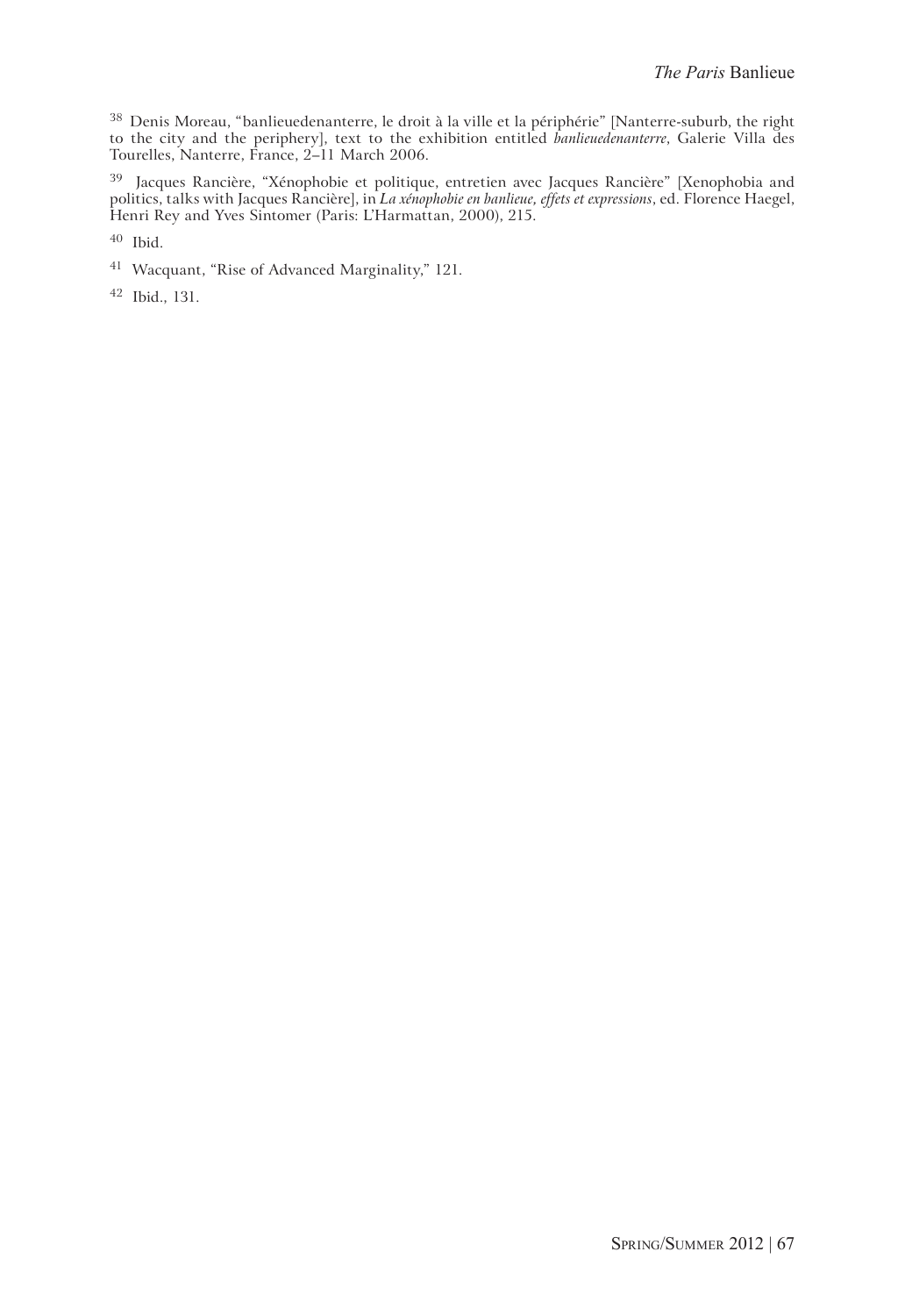[38] Denis Moreau, “banlieuedenanterre, le droit à la ville et la périphérie” [Nanterre-suburb, the right to the city and the periphery], text to the exhibition entitled *banlieuedenanterre*, Galerie Villa des Tourelles, Nanterre, France, 2–11 March 2006.

[39] Jacques Rancière, “Xénophobie et politique, entretien avec Jacques Rancière” [Xenophobia and politics, talks with Jacques Rancière], in *La xénophobie en banlieue, effets et expressions*, ed. Florence Haegel, Henri Rey and Yves Sintomer (Paris: L'Harmattan, 2000), 215.

[40] Ibid.

[41] Wacquant, “Rise of Advanced Marginality,” 121.

[42] Ibid., 131.